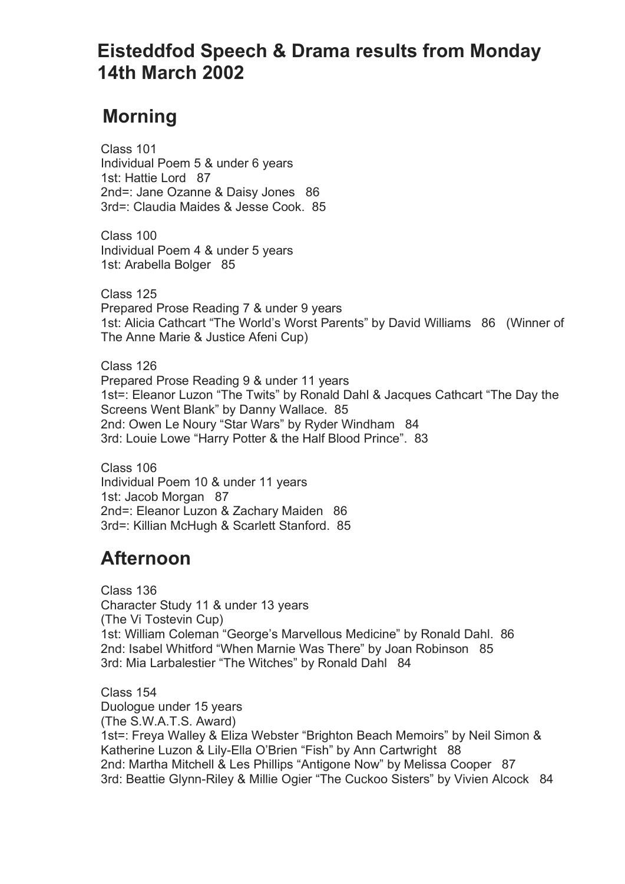# Eisteddfod Speech & Drama results from Monday 14th March 2002

## Morning

Class 101
Individual Poem 5 & under 6 years
1st: Hattie Lord 87
2nd=: Jane Ozanne & Daisy Jones 86
3rd=: Claudia Maides & Jesse Cook. 85

Class 100
Individual Poem 4 & under 5 years
1st: Arabella Bolger 85

Class 125
Prepared Prose Reading 7 & under 9 years
1st: Alicia Cathcart "The World's Worst Parents" by David Williams 86 (Winner of The Anne Marie & Justice Afeni Cup)

Class 126
Prepared Prose Reading 9 & under 11 years
1st=: Eleanor Luzon "The Twits" by Ronald Dahl & Jacques Cathcart "The Day the Screens Went Blank" by Danny Wallace. 85
2nd: Owen Le Noury "Star Wars" by Ryder Windham 84
3rd: Louie Lowe "Harry Potter & the Half Blood Prince". 83

Class 106
Individual Poem 10 & under 11 years
1st: Jacob Morgan 87
2nd=: Eleanor Luzon & Zachary Maiden 86
3rd=: Killian McHugh & Scarlett Stanford. 85

## Afternoon

Class 136
Character Study 11 & under 13 years
(The Vi Tostevin Cup)
1st: William Coleman "George's Marvellous Medicine" by Ronald Dahl. 86
2nd: Isabel Whitford "When Marnie Was There" by Joan Robinson 85
3rd: Mia Larbalestier "The Witches" by Ronald Dahl 84

Class 154
Duologue under 15 years
(The S.W.A.T.S. Award)
1st=: Freya Walley & Eliza Webster "Brighton Beach Memoirs" by Neil Simon & Katherine Luzon & Lily-Ella O'Brien "Fish" by Ann Cartwright 88
2nd: Martha Mitchell & Les Phillips "Antigone Now" by Melissa Cooper 87
3rd: Beattie Glynn-Riley & Millie Ogier "The Cuckoo Sisters" by Vivien Alcock 84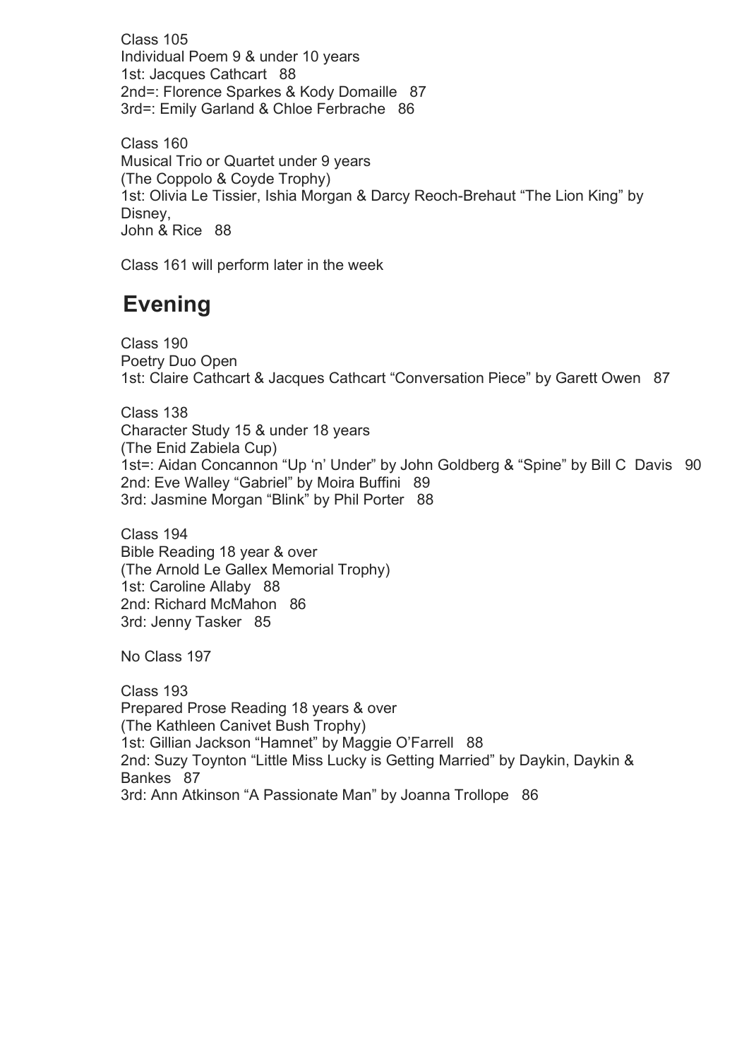Class 105
Individual Poem 9 & under 10 years
1st: Jacques Cathcart 88
2nd=: Florence Sparkes & Kody Domaille 87
3rd=: Emily Garland & Chloe Ferbrache 86

Class 160
Musical Trio or Quartet under 9 years
(The Coppolo & Coyde Trophy)
1st: Olivia Le Tissier, Ishia Morgan & Darcy Reoch-Brehaut "The Lion King" by Disney,
John & Rice 88

Class 161 will perform later in the week

## Evening

Class 190
Poetry Duo Open
1st: Claire Cathcart & Jacques Cathcart "Conversation Piece" by Garett Owen 87

Class 138
Character Study 15 & under 18 years
(The Enid Zabiela Cup)
1st=: Aidan Concannon "Up 'n' Under" by John Goldberg & "Spine" by Bill C Davis 90
2nd: Eve Walley "Gabriel" by Moira Buffini 89
3rd: Jasmine Morgan "Blink" by Phil Porter 88

Class 194
Bible Reading 18 year & over
(The Arnold Le Gallex Memorial Trophy)
1st: Caroline Allaby 88
2nd: Richard McMahon 86
3rd: Jenny Tasker 85

No Class 197

Class 193
Prepared Prose Reading 18 years & over
(The Kathleen Canivet Bush Trophy)
1st: Gillian Jackson "Hamnet" by Maggie O'Farrell 88
2nd: Suzy Toynton "Little Miss Lucky is Getting Married" by Daykin, Daykin & Bankes 87
3rd: Ann Atkinson "A Passionate Man" by Joanna Trollope 86